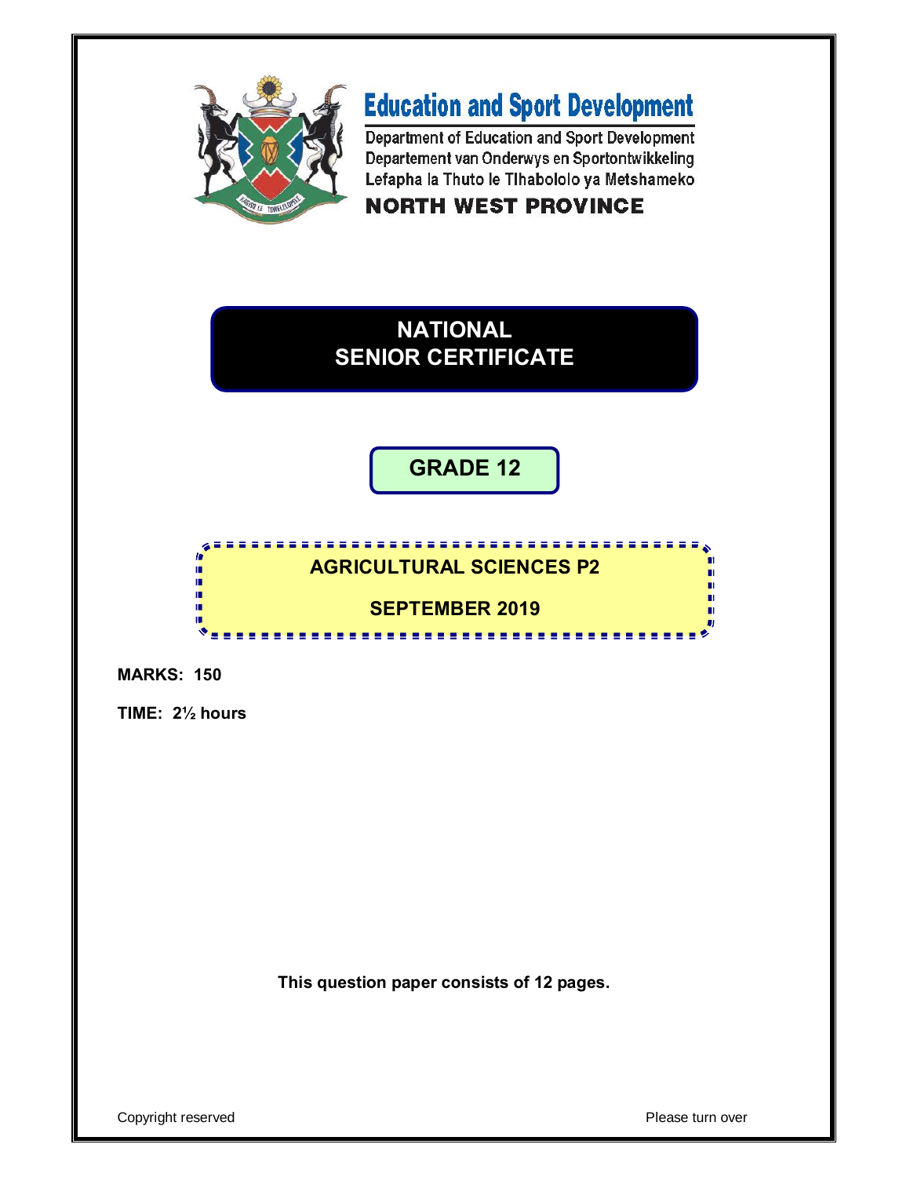**Education and Sport Development**

Department of Education and Sport Development
Departement van Onderwys en Sportontwikkeling
Lefapha la Thuto le Tlhabololo ya Metshameko

**NORTH WEST PROVINCE**

# NATIONAL SENIOR CERTIFICATE

## GRADE 12

## AGRICULTURAL SCIENCES P2

## SEPTEMBER 2019

**MARKS: 150**

**TIME: 2½ hours**

**This question paper consists of 12 pages.**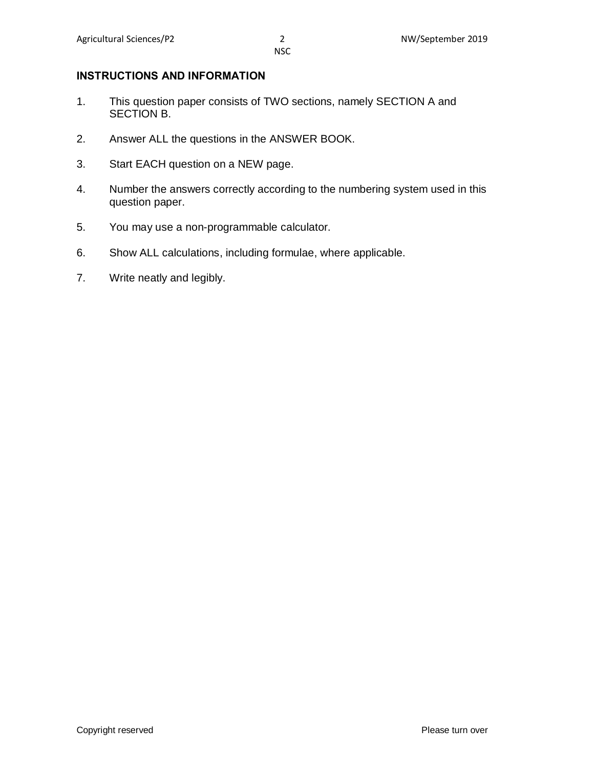## INSTRUCTIONS AND INFORMATION

1. This question paper consists of TWO sections, namely SECTION A and SECTION B.
2. Answer ALL the questions in the ANSWER BOOK.
3. Start EACH question on a NEW page.
4. Number the answers correctly according to the numbering system used in this question paper.
5. You may use a non-programmable calculator.
6. Show ALL calculations, including formulae, where applicable.
7. Write neatly and legibly.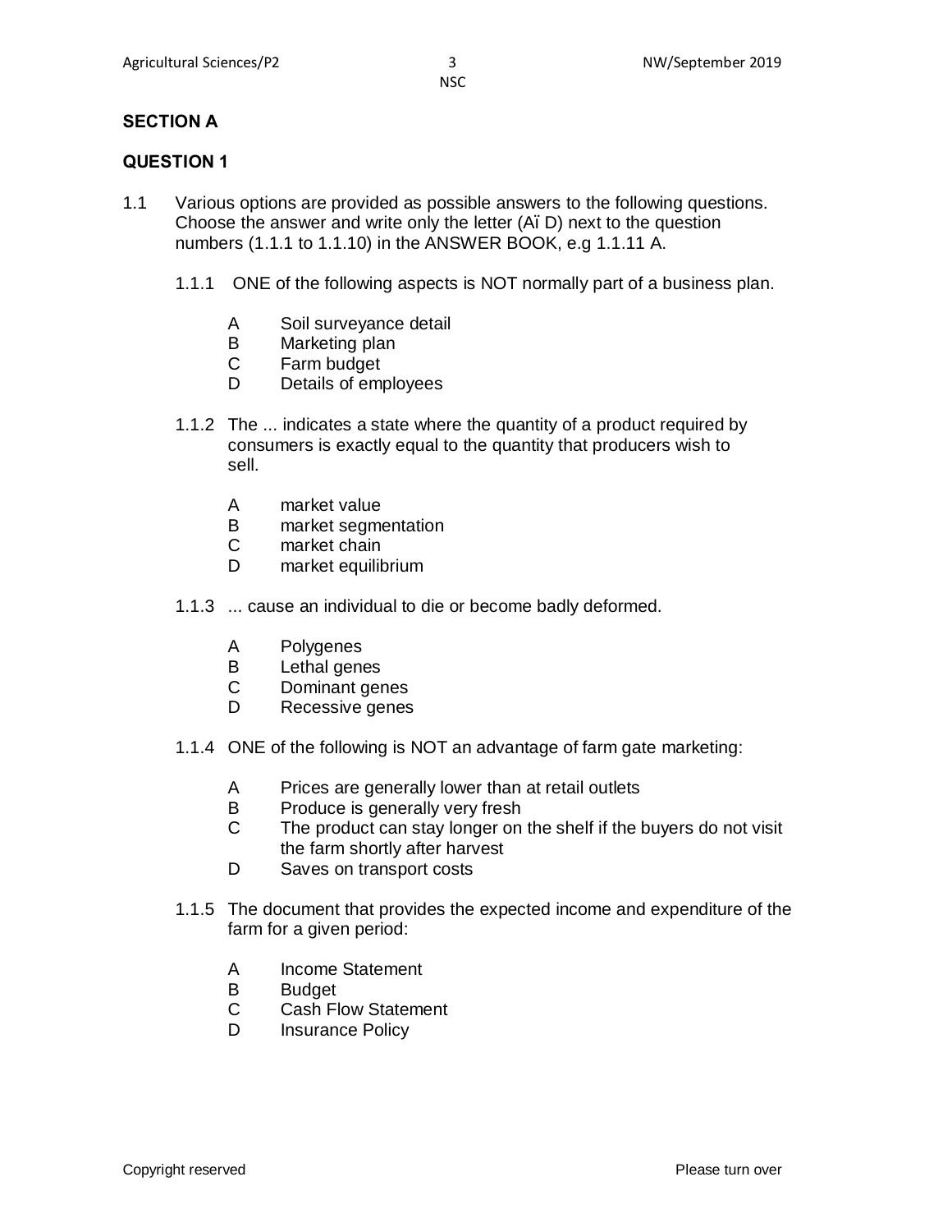## SECTION A

## QUESTION 1

1.1 Various options are provided as possible answers to the following questions. Choose the answer and write only the letter (AÏ D) next to the question numbers (1.1.1 to 1.1.10) in the ANSWER BOOK, e.g 1.1.11 A.

1.1.1 ONE of the following aspects is NOT normally part of a business plan.

- A Soil surveyance detail
- B Marketing plan
- C Farm budget
- D Details of employees

1.1.2 The ... indicates a state where the quantity of a product required by consumers is exactly equal to the quantity that producers wish to sell.

- A market value
- B market segmentation
- C market chain
- D market equilibrium

1.1.3 ... cause an individual to die or become badly deformed.

- A Polygenes
- B Lethal genes
- C Dominant genes
- D Recessive genes

1.1.4 ONE of the following is NOT an advantage of farm gate marketing:

- A Prices are generally lower than at retail outlets
- B Produce is generally very fresh
- C The product can stay longer on the shelf if the buyers do not visit the farm shortly after harvest
- D Saves on transport costs

1.1.5 The document that provides the expected income and expenditure of the farm for a given period:

- A Income Statement
- B Budget
- C Cash Flow Statement
- D Insurance Policy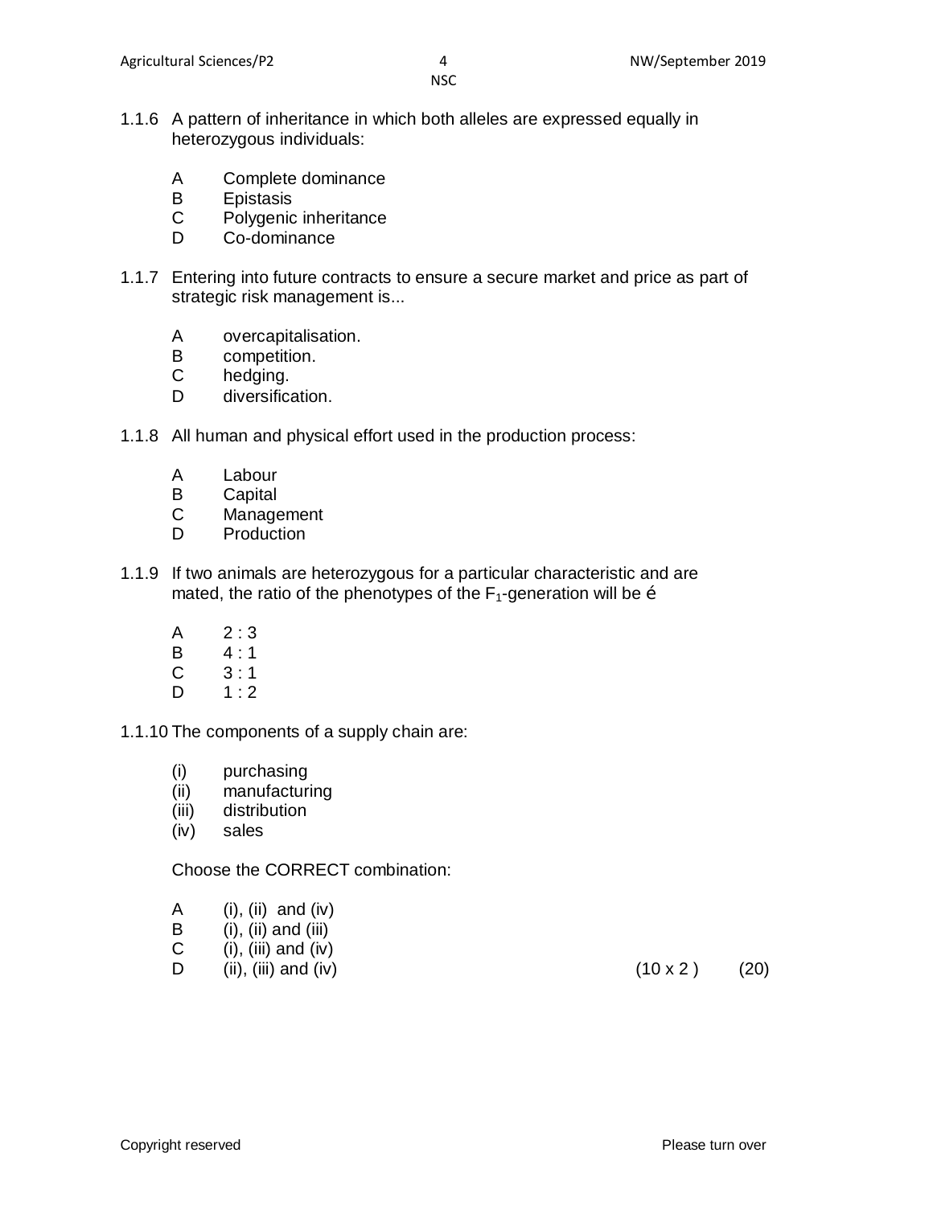1.1.6 A pattern of inheritance in which both alleles are expressed equally in heterozygous individuals:

A Complete dominance
B Epistasis
C Polygenic inheritance
D Co-dominance

1.1.7 Entering into future contracts to ensure a secure market and price as part of strategic risk management is...

A overcapitalisation.
B competition.
C hedging.
D diversification.

1.1.8 All human and physical effort used in the production process:

A Labour
B Capital
C Management
D Production

1.1.9 If two animals are heterozygous for a particular characteristic and are mated, the ratio of the phenotypes of the $F_1$-generation will be é

A 2 : 3
B 4 : 1
C 3 : 1
D 1 : 2

1.1.10 The components of a supply chain are:

(i) purchasing
(ii) manufacturing
(iii) distribution
(iv) sales

Choose the CORRECT combination:

A (i), (ii) and (iv)
B (i), (ii) and (iii)
C (i), (iii) and (iv)
D (ii), (iii) and (iv)

(10 x 2 ) (20)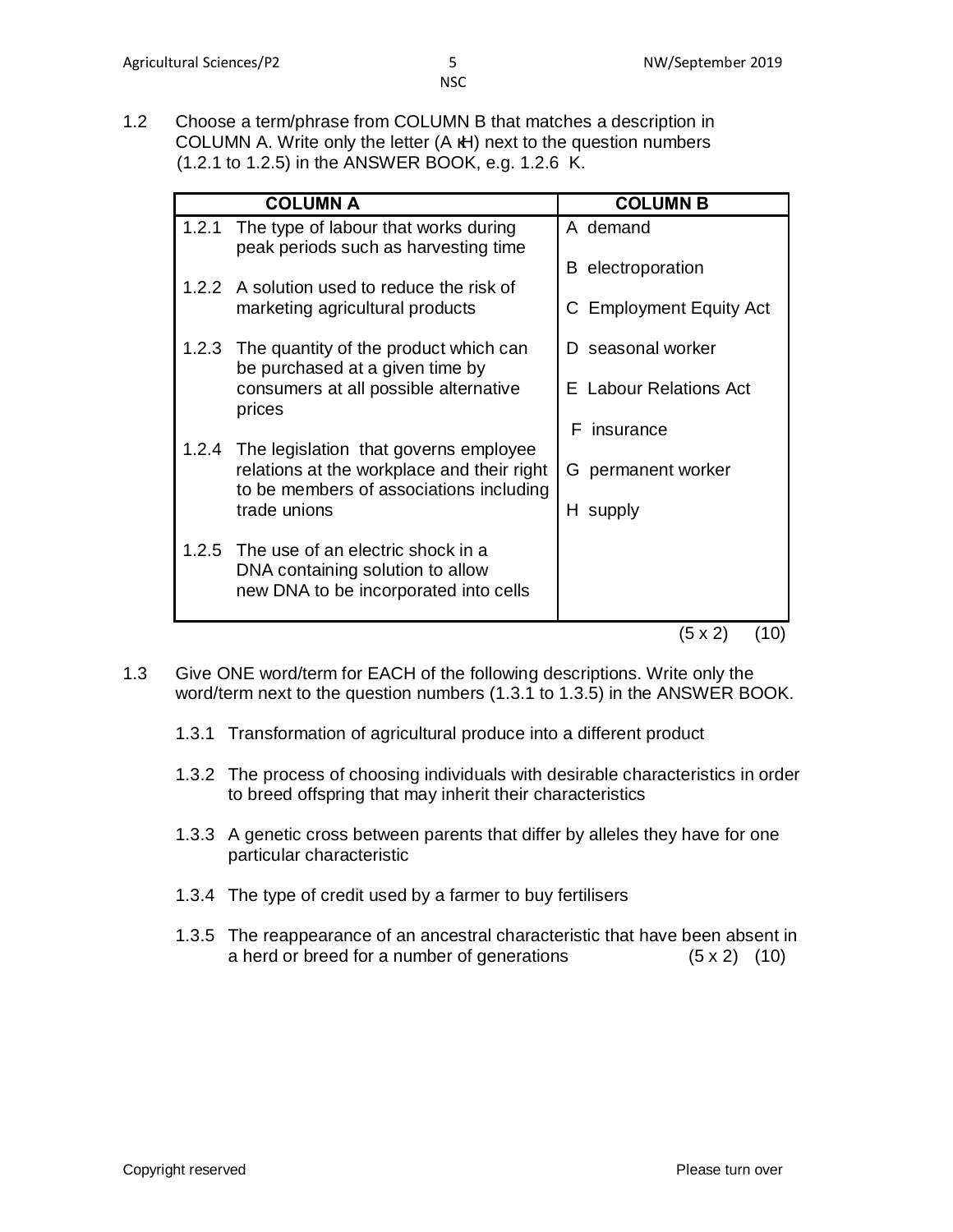1.2 Choose a term/phrase from COLUMN B that matches a description in COLUMN A. Write only the letter (A–H) next to the question numbers (1.2.1 to 1.2.5) in the ANSWER BOOK, e.g. 1.2.6 K.

| COLUMN A | COLUMN B |
|---|---|
| 1.2.1 The type of labour that works during peak periods such as harvesting time | A demand |
| 1.2.2 A solution used to reduce the risk of marketing agricultural products | B electroporation |
| 1.2.3 The quantity of the product which can be purchased at a given time by consumers at all possible alternative prices | C Employment Equity Act |
| 1.2.4 The legislation that governs employee relations at the workplace and their right to be members of associations including trade unions | D seasonal worker |
| 1.2.5 The use of an electric shock in a DNA containing solution to allow new DNA to be incorporated into cells | E Labour Relations Act |
| | F insurance |
| | G permanent worker |
| | H supply |

(5 x 2) (10)

1.3 Give ONE word/term for EACH of the following descriptions. Write only the word/term next to the question numbers (1.3.1 to 1.3.5) in the ANSWER BOOK.

1.3.1 Transformation of agricultural produce into a different product

1.3.2 The process of choosing individuals with desirable characteristics in order to breed offspring that may inherit their characteristics

1.3.3 A genetic cross between parents that differ by alleles they have for one particular characteristic

1.3.4 The type of credit used by a farmer to buy fertilisers

1.3.5 The reappearance of an ancestral characteristic that have been absent in a herd or breed for a number of generations (5 x 2) (10)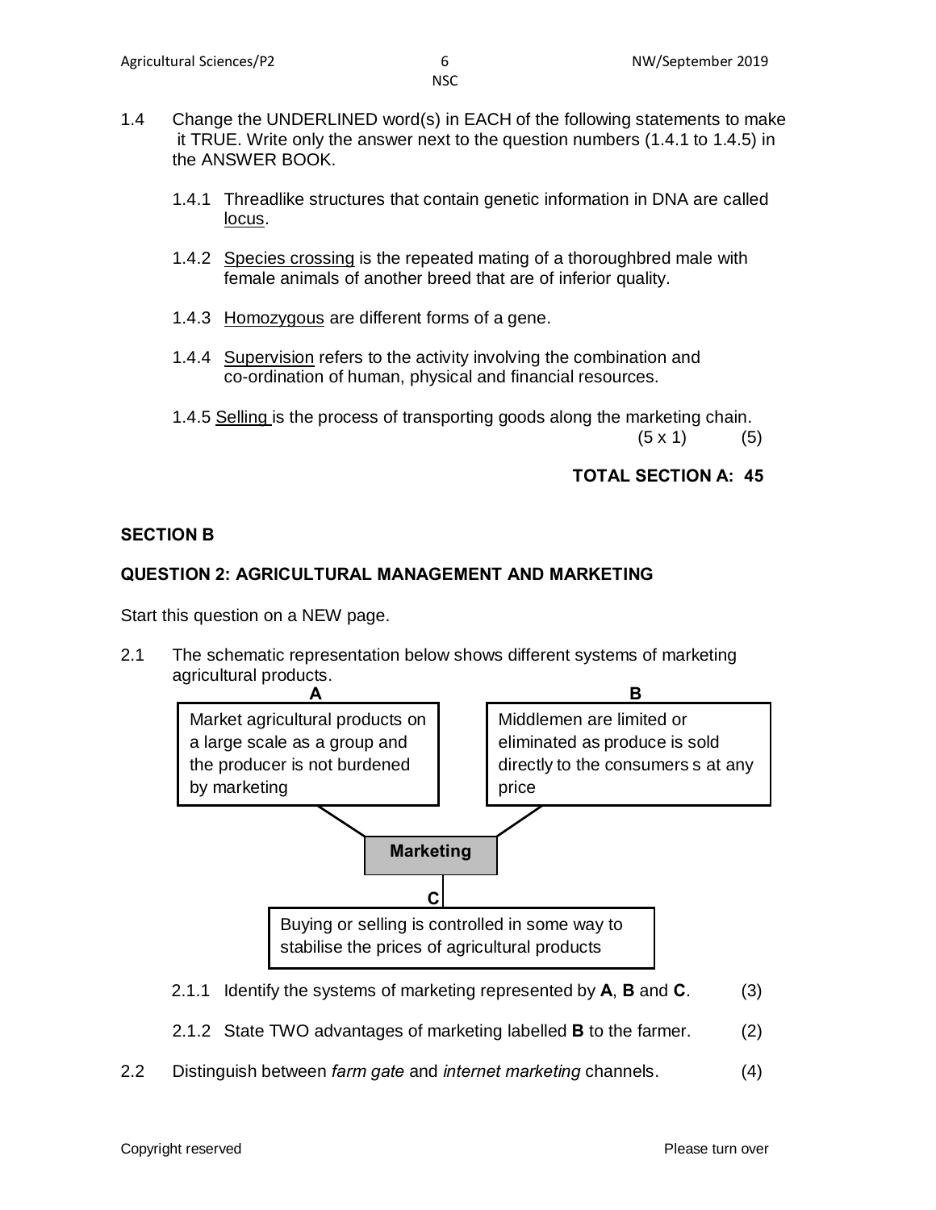1.4 Change the UNDERLINED word(s) in EACH of the following statements to make it TRUE. Write only the answer next to the question numbers (1.4.1 to 1.4.5) in the ANSWER BOOK.

1.4.1 Threadlike structures that contain genetic information in DNA are called <u>locus</u>.

1.4.2 <u>Species crossing</u> is the repeated mating of a thoroughbred male with female animals of another breed that are of inferior quality.

1.4.3 <u>Homozygous</u> are different forms of a gene.

1.4.4 <u>Supervision</u> refers to the activity involving the combination and co-ordination of human, physical and financial resources.

1.4.5 <u>Selling</u> is the process of transporting goods along the marketing chain.

(5 x 1) (5)

**TOTAL SECTION A: 45**

## SECTION B

### QUESTION 2: AGRICULTURAL MANAGEMENT AND MARKETING

Start this question on a NEW page.

2.1 The schematic representation below shows different systems of marketing agricultural products.

**Marketing**

- **A**: Market agricultural products on a large scale as a group and the producer is not burdened by marketing
- **B**: Middlemen are limited or eliminated as produce is sold directly to the consumers s at any price
- **C**: Buying or selling is controlled in some way to stabilise the prices of agricultural products

2.1.1 Identify the systems of marketing represented by **A**, **B** and **C**. (3)

2.1.2 State TWO advantages of marketing labelled **B** to the farmer. (2)

2.2 Distinguish between *farm gate* and *internet marketing* channels. (4)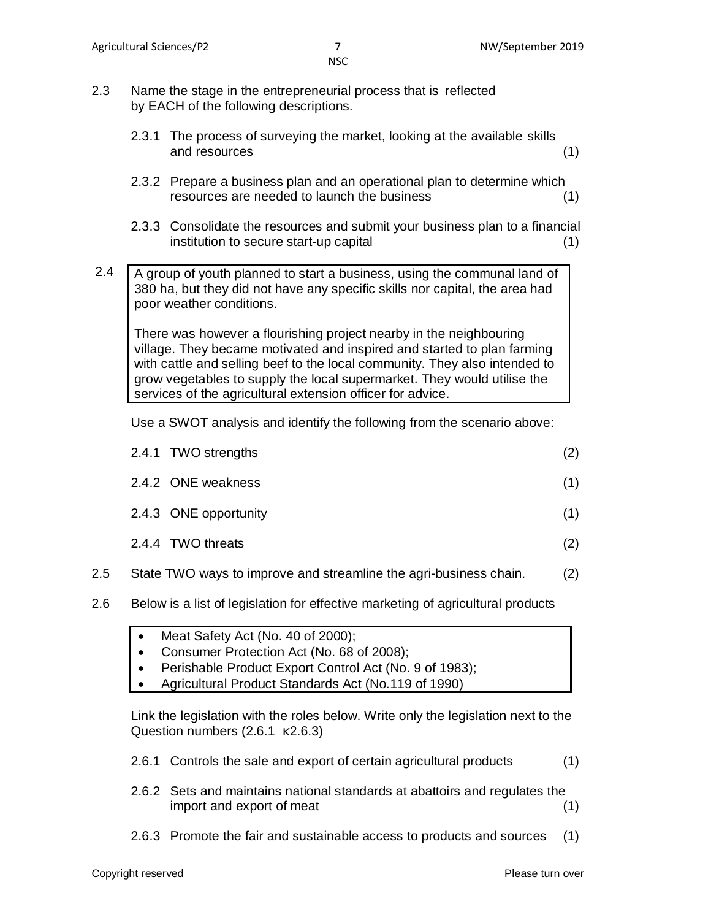2.3 Name the stage in the entrepreneurial process that is reflected by EACH of the following descriptions.

2.3.1 The process of surveying the market, looking at the available skills and resources (1)

2.3.2 Prepare a business plan and an operational plan to determine which resources are needed to launch the business (1)

2.3.3 Consolidate the resources and submit your business plan to a financial institution to secure start-up capital (1)

2.4

> A group of youth planned to start a business, using the communal land of 380 ha, but they did not have any specific skills nor capital, the area had poor weather conditions.
>
> There was however a flourishing project nearby in the neighbouring village. They became motivated and inspired and started to plan farming with cattle and selling beef to the local community. They also intended to grow vegetables to supply the local supermarket. They would utilise the services of the agricultural extension officer for advice.

Use a SWOT analysis and identify the following from the scenario above:

2.4.1 TWO strengths (2)

2.4.2 ONE weakness (1)

2.4.3 ONE opportunity (1)

2.4.4 TWO threats (2)

2.5 State TWO ways to improve and streamline the agri-business chain. (2)

2.6 Below is a list of legislation for effective marketing of agricultural products

> - Meat Safety Act (No. 40 of 2000);
> - Consumer Protection Act (No. 68 of 2008);
> - Perishable Product Export Control Act (No. 9 of 1983);
> - Agricultural Product Standards Act (No.119 of 1990)

Link the legislation with the roles below. Write only the legislation next to the Question numbers (2.6.1 к2.6.3)

2.6.1 Controls the sale and export of certain agricultural products (1)

2.6.2 Sets and maintains national standards at abattoirs and regulates the import and export of meat (1)

2.6.3 Promote the fair and sustainable access to products and sources (1)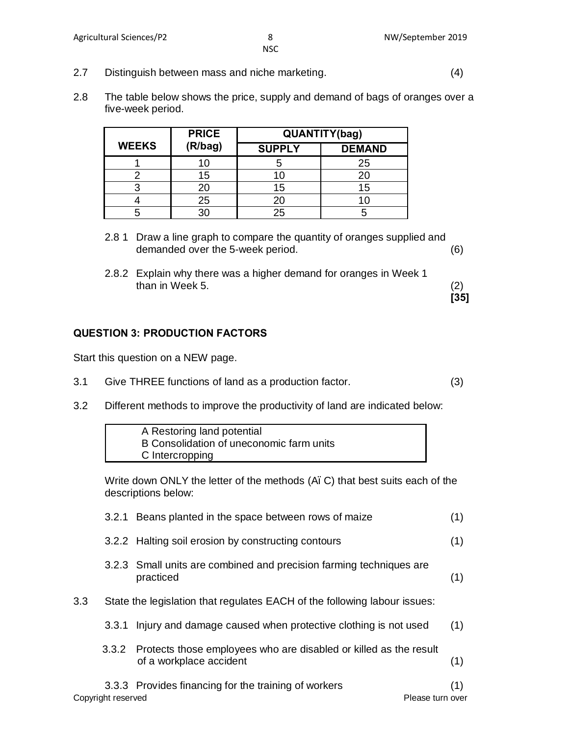2.7 Distinguish between mass and niche marketing. (4)

2.8 The table below shows the price, supply and demand of bags of oranges over a five-week period.

| WEEKS | PRICE (R/bag) | QUANTITY(bag) | |
|---|---|---|---|
| | | SUPPLY | DEMAND |
| 1 | 10 | 5 | 25 |
| 2 | 15 | 10 | 20 |
| 3 | 20 | 15 | 15 |
| 4 | 25 | 20 | 10 |
| 5 | 30 | 25 | 5 |

2.8 1 Draw a line graph to compare the quantity of oranges supplied and demanded over the 5-week period. (6)

2.8.2 Explain why there was a higher demand for oranges in Week 1 than in Week 5. (2)

**[35]**

## QUESTION 3: PRODUCTION FACTORS

Start this question on a NEW page.

3.1 Give THREE functions of land as a production factor. (3)

3.2 Different methods to improve the productivity of land are indicated below:

| |
|---|
| A Restoring land potential<br>B Consolidation of uneconomic farm units<br>C Intercropping |

Write down ONLY the letter of the methods (Aï C) that best suits each of the descriptions below:

3.2.1 Beans planted in the space between rows of maize (1)

3.2.2 Halting soil erosion by constructing contours (1)

3.2.3 Small units are combined and precision farming techniques are practiced (1)

3.3 State the legislation that regulates EACH of the following labour issues:

3.3.1 Injury and damage caused when protective clothing is not used (1)

3.3.2 Protects those employees who are disabled or killed as the result of a workplace accident (1)

3.3.3 Provides financing for the training of workers (1)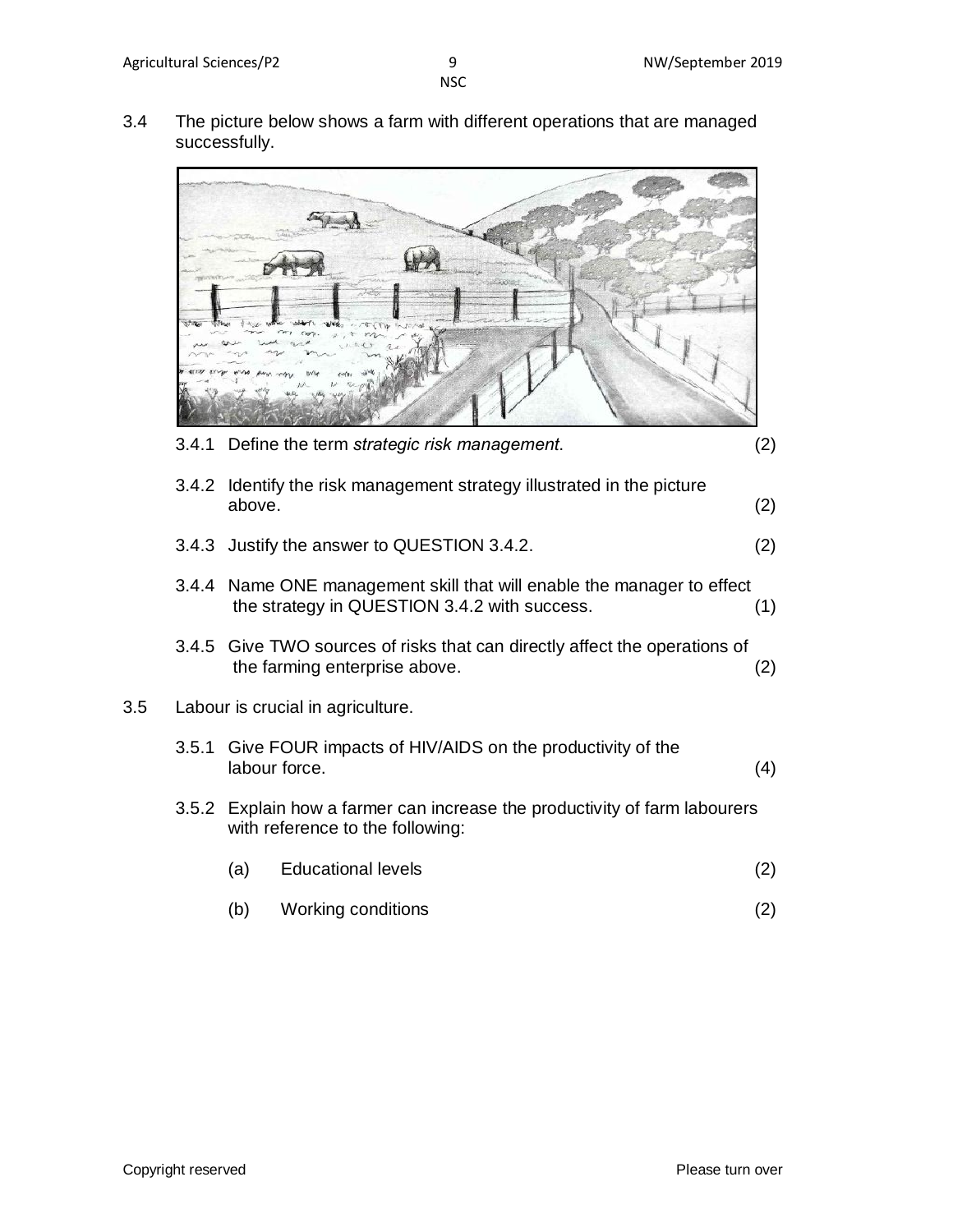3.4 The picture below shows a farm with different operations that are managed successfully.

3.4.1 Define the term *strategic risk management*. (2)

3.4.2 Identify the risk management strategy illustrated in the picture above. (2)

3.4.3 Justify the answer to QUESTION 3.4.2. (2)

3.4.4 Name ONE management skill that will enable the manager to effect the strategy in QUESTION 3.4.2 with success. (1)

3.4.5 Give TWO sources of risks that can directly affect the operations of the farming enterprise above. (2)

3.5 Labour is crucial in agriculture.

3.5.1 Give FOUR impacts of HIV/AIDS on the productivity of the labour force. (4)

3.5.2 Explain how a farmer can increase the productivity of farm labourers with reference to the following:

(a) Educational levels (2)

(b) Working conditions (2)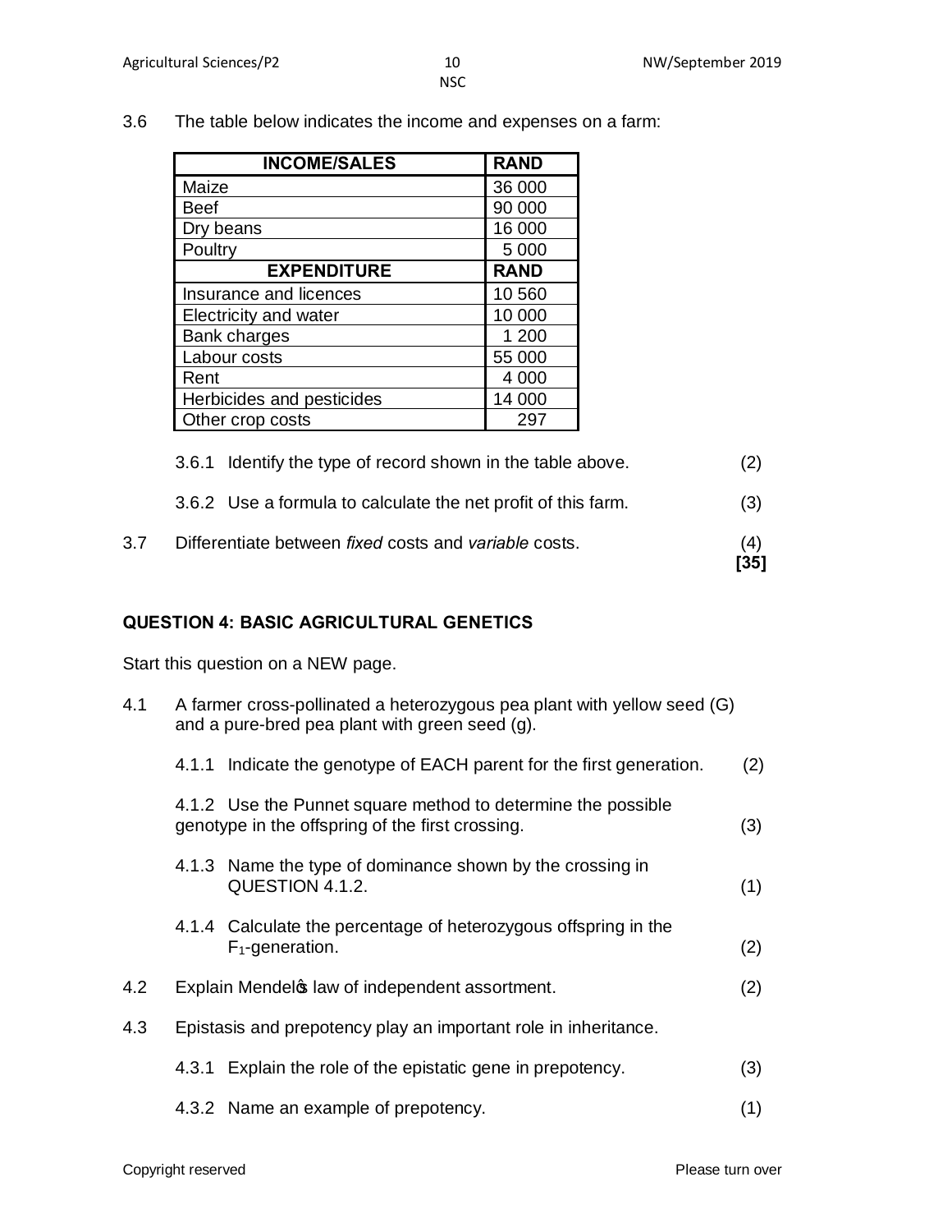3.6 The table below indicates the income and expenses on a farm:

| INCOME/SALES | RAND |
|---|---|
| Maize | 36 000 |
| Beef | 90 000 |
| Dry beans | 16 000 |
| Poultry | 5 000 |
| **EXPENDITURE** | **RAND** |
| Insurance and licences | 10 560 |
| Electricity and water | 10 000 |
| Bank charges | 1 200 |
| Labour costs | 55 000 |
| Rent | 4 000 |
| Herbicides and pesticides | 14 000 |
| Other crop costs | 297 |

3.6.1 Identify the type of record shown in the table above. (2)

3.6.2 Use a formula to calculate the net profit of this farm. (3)

3.7 Differentiate between *fixed* costs and *variable* costs. (4)
**[35]**

## QUESTION 4: BASIC AGRICULTURAL GENETICS

Start this question on a NEW page.

4.1 A farmer cross-pollinated a heterozygous pea plant with yellow seed (G) and a pure-bred pea plant with green seed (g).

4.1.1 Indicate the genotype of EACH parent for the first generation. (2)

4.1.2 Use the Punnet square method to determine the possible genotype in the offspring of the first crossing. (3)

4.1.3 Name the type of dominance shown by the crossing in QUESTION 4.1.2. (1)

4.1.4 Calculate the percentage of heterozygous offspring in the $F_1$-generation. (2)

4.2 Explain Mendel's law of independent assortment. (2)

4.3 Epistasis and prepotency play an important role in inheritance.

4.3.1 Explain the role of the epistatic gene in prepotency. (3)

4.3.2 Name an example of prepotency. (1)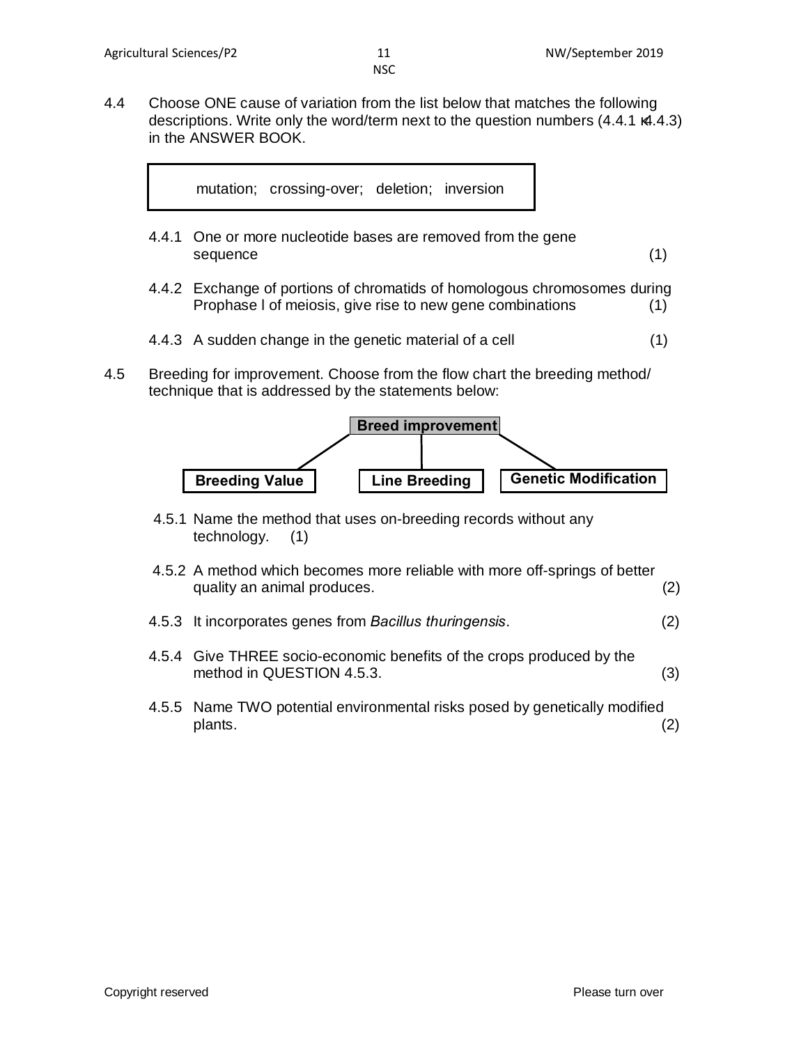4.4 Choose ONE cause of variation from the list below that matches the following descriptions. Write only the word/term next to the question numbers (4.4.1 – 4.4.3) in the ANSWER BOOK.

| mutation; crossing-over; deletion; inversion |
|---|

4.4.1 One or more nucleotide bases are removed from the gene sequence (1)

4.4.2 Exchange of portions of chromatids of homologous chromosomes during Prophase I of meiosis, give rise to new gene combinations (1)

4.4.3 A sudden change in the genetic material of a cell (1)

4.5 Breeding for improvement. Choose from the flow chart the breeding method/ technique that is addressed by the statements below:

**Breed improvement**

- **Breeding Value**
- **Line Breeding**
- **Genetic Modification**

4.5.1 Name the method that uses on-breeding records without any technology. (1)

4.5.2 A method which becomes more reliable with more off-springs of better quality an animal produces. (2)

4.5.3 It incorporates genes from *Bacillus thuringensis*. (2)

4.5.4 Give THREE socio-economic benefits of the crops produced by the method in QUESTION 4.5.3. (3)

4.5.5 Name TWO potential environmental risks posed by genetically modified plants. (2)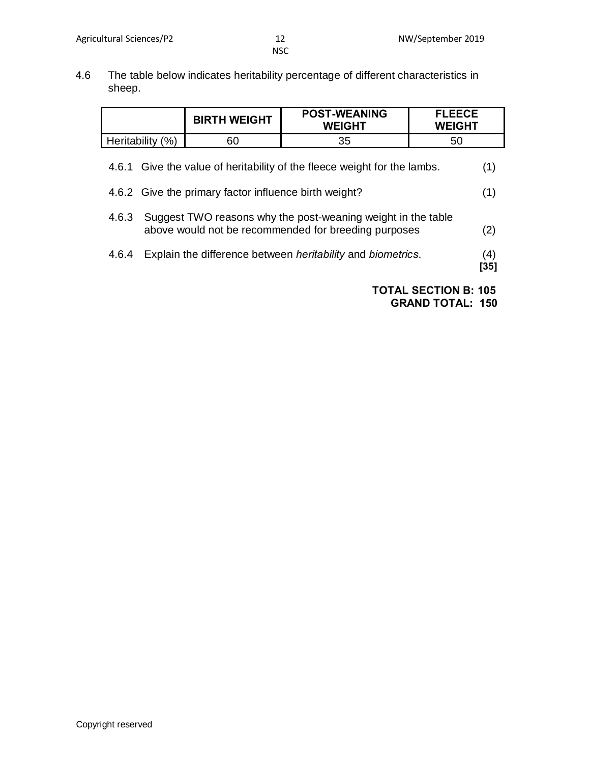4.6 The table below indicates heritability percentage of different characteristics in sheep.

| | BIRTH WEIGHT | POST-WEANING WEIGHT | FLEECE WEIGHT |
|---|---|---|---|
| Heritability (%) | 60 | 35 | 50 |

4.6.1 Give the value of heritability of the fleece weight for the lambs. (1)

4.6.2 Give the primary factor influence birth weight? (1)

4.6.3 Suggest TWO reasons why the post-weaning weight in the table above would not be recommended for breeding purposes (2)

4.6.4 Explain the difference between *heritability* and *biometrics*. (4)

**[35]**

**TOTAL SECTION B: 105**

**GRAND TOTAL: 150**